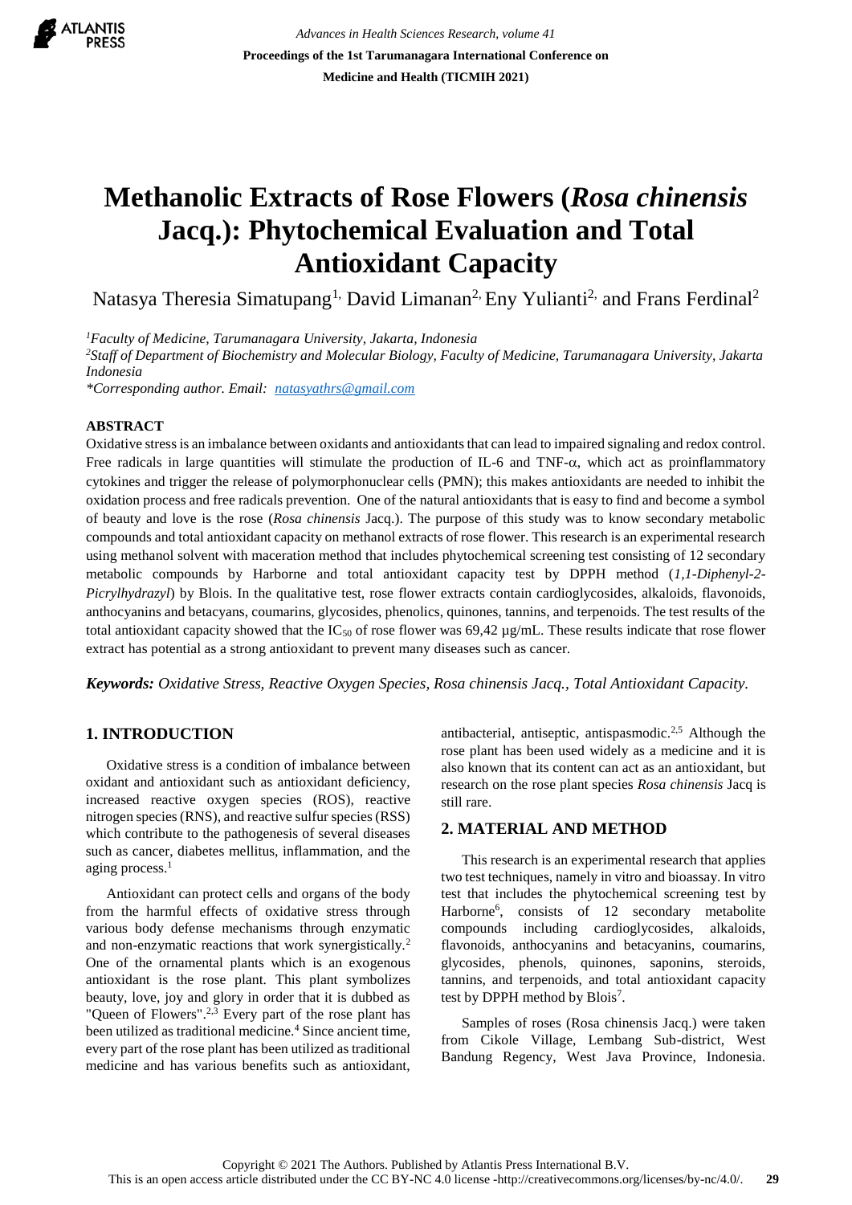# Methanolic Extracts of Rose Flowers (*Rosa chinensis* Jacq.): Phytochemical Evaluation and Total Antioxidant Capacity

Natasya Theresia Simatupang[1,] David Limanan[2,] Eny Yulianti[2,] and Frans Ferdinal[2]

[1]*Faculty of Medicine, Tarumanagara University, Jakarta, Indonesia*
[2]*Staff of Department of Biochemistry and Molecular Biology, Faculty of Medicine, Tarumanagara University, Jakarta Indonesia*
*\*Corresponding author. Email: natasyathrs@gmail.com*

## ABSTRACT

Oxidative stress is an imbalance between oxidants and antioxidants that can lead to impaired signaling and redox control. Free radicals in large quantities will stimulate the production of IL-6 and TNF-α, which act as proinflammatory cytokines and trigger the release of polymorphonuclear cells (PMN); this makes antioxidants are needed to inhibit the oxidation process and free radicals prevention. One of the natural antioxidants that is easy to find and become a symbol of beauty and love is the rose (*Rosa chinensis* Jacq.). The purpose of this study was to know secondary metabolic compounds and total antioxidant capacity on methanol extracts of rose flower. This research is an experimental research using methanol solvent with maceration method that includes phytochemical screening test consisting of 12 secondary metabolic compounds by Harborne and total antioxidant capacity test by DPPH method (*1,1-Diphenyl-2-Picrylhydrazyl*) by Blois. In the qualitative test, rose flower extracts contain cardioglycosides, alkaloids, flavonoids, anthocyanins and betacyans, coumarins, glycosides, phenolics, quinones, tannins, and terpenoids. The test results of the total antioxidant capacity showed that the $IC_{50}$ of rose flower was 69,42 µg/mL. These results indicate that rose flower extract has potential as a strong antioxidant to prevent many diseases such as cancer.

***Keywords:*** *Oxidative Stress, Reactive Oxygen Species, Rosa chinensis Jacq., Total Antioxidant Capacity.*

## 1. INTRODUCTION

Oxidative stress is a condition of imbalance between oxidant and antioxidant such as antioxidant deficiency, increased reactive oxygen species (ROS), reactive nitrogen species (RNS), and reactive sulfur species (RSS) which contribute to the pathogenesis of several diseases such as cancer, diabetes mellitus, inflammation, and the aging process.[1]

Antioxidant can protect cells and organs of the body from the harmful effects of oxidative stress through various body defense mechanisms through enzymatic and non-enzymatic reactions that work synergistically.[2] One of the ornamental plants which is an exogenous antioxidant is the rose plant. This plant symbolizes beauty, love, joy and glory in order that it is dubbed as "Queen of Flowers".[2,3] Every part of the rose plant has been utilized as traditional medicine.[4] Since ancient time, every part of the rose plant has been utilized as traditional medicine and has various benefits such as antioxidant, antibacterial, antiseptic, antispasmodic.[2,5] Although the rose plant has been used widely as a medicine and it is also known that its content can act as an antioxidant, but research on the rose plant species *Rosa chinensis* Jacq is still rare.

## 2. MATERIAL AND METHOD

This research is an experimental research that applies two test techniques, namely in vitro and bioassay. In vitro test that includes the phytochemical screening test by Harborne[6], consists of 12 secondary metabolite compounds including cardioglycosides, alkaloids, flavonoids, anthocyanins and betacyanins, coumarins, glycosides, phenols, quinones, saponins, steroids, tannins, and terpenoids, and total antioxidant capacity test by DPPH method by Blois[7].

Samples of roses (Rosa chinensis Jacq.) were taken from Cikole Village, Lembang Sub-district, West Bandung Regency, West Java Province, Indonesia.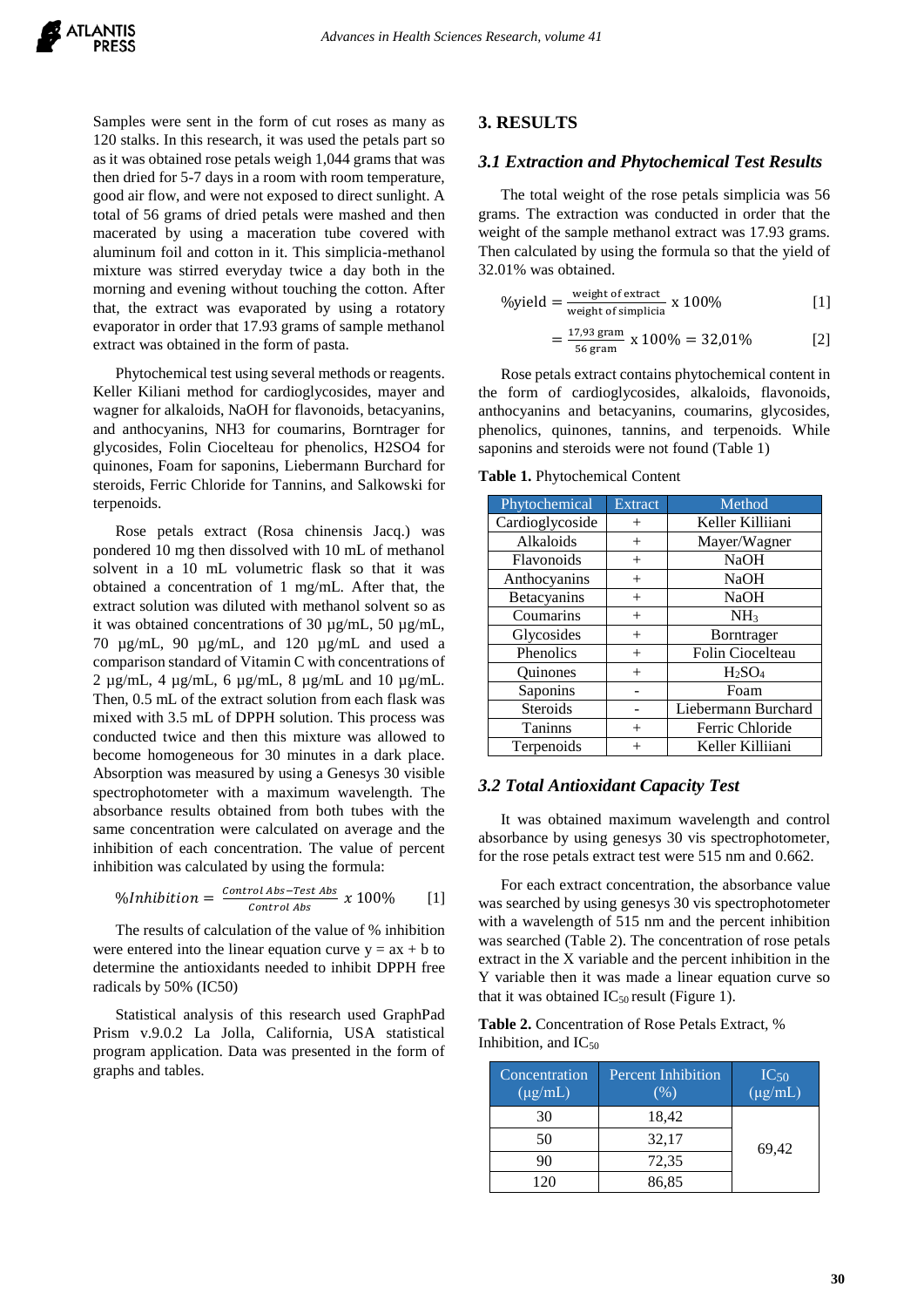Samples were sent in the form of cut roses as many as 120 stalks. In this research, it was used the petals part so as it was obtained rose petals weigh 1,044 grams that was then dried for 5-7 days in a room with room temperature, good air flow, and were not exposed to direct sunlight. A total of 56 grams of dried petals were mashed and then macerated by using a maceration tube covered with aluminum foil and cotton in it. This simplicia-methanol mixture was stirred everyday twice a day both in the morning and evening without touching the cotton. After that, the extract was evaporated by using a rotatory evaporator in order that 17.93 grams of sample methanol extract was obtained in the form of pasta.

Phytochemical test using several methods or reagents. Keller Kiliani method for cardioglycosides, mayer and wagner for alkaloids, NaOH for flavonoids, betacyanins, and anthocyanins, NH3 for coumarins, Borntrager for glycosides, Folin Ciocelteau for phenolics, H2SO4 for quinones, Foam for saponins, Liebermann Burchard for steroids, Ferric Chloride for Tannins, and Salkowski for terpenoids.

Rose petals extract (Rosa chinensis Jacq.) was pondered 10 mg then dissolved with 10 mL of methanol solvent in a 10 mL volumetric flask so that it was obtained a concentration of 1 mg/mL. After that, the extract solution was diluted with methanol solvent so as it was obtained concentrations of 30 µg/mL, 50 µg/mL, 70 µg/mL, 90 µg/mL, and 120 µg/mL and used a comparison standard of Vitamin C with concentrations of 2 µg/mL, 4 µg/mL, 6 µg/mL, 8 µg/mL and 10 µg/mL. Then, 0.5 mL of the extract solution from each flask was mixed with 3.5 mL of DPPH solution. This process was conducted twice and then this mixture was allowed to become homogeneous for 30 minutes in a dark place. Absorption was measured by using a Genesys 30 visible spectrophotometer with a maximum wavelength. The absorbance results obtained from both tubes with the same concentration were calculated on average and the inhibition of each concentration. The value of percent inhibition was calculated by using the formula:

$$\%Inhibition = \frac{Control\ Abs - Test\ Abs}{Control\ Abs}\ x\ 100\% \quad [1]$$

The results of calculation of the value of % inhibition were entered into the linear equation curve y = ax + b to determine the antioxidants needed to inhibit DPPH free radicals by 50% (IC50)

Statistical analysis of this research used GraphPad Prism v.9.0.2 La Jolla, California, USA statistical program application. Data was presented in the form of graphs and tables.

## 3. RESULTS

### 3.1 Extraction and Phytochemical Test Results

The total weight of the rose petals simplicia was 56 grams. The extraction was conducted in order that the weight of the sample methanol extract was 17.93 grams. Then calculated by using the formula so that the yield of 32.01% was obtained.

$$\%\text{yield} = \frac{\text{weight of extract}}{\text{weight of simplicia}}\ \text{x}\ 100\% \quad [1]$$

$$= \frac{17{,}93\ \text{gram}}{56\ \text{gram}}\ \text{x}\ 100\% = 32{,}01\% \quad [2]$$

Rose petals extract contains phytochemical content in the form of cardioglycosides, alkaloids, flavonoids, anthocyanins and betacyanins, coumarins, glycosides, phenolics, quinones, tannins, and terpenoids. While saponins and steroids were not found (Table 1)

**Table 1.** Phytochemical Content

| Phytochemical | Extract | Method |
|---|---|---|
| Cardioglycoside | + | Keller Killiani |
| Alkaloids | + | Mayer/Wagner |
| Flavonoids | + | NaOH |
| Anthocyanins | + | NaOH |
| Betacyanins | + | NaOH |
| Coumarins | + | $NH_3$ |
| Glycosides | + | Borntrager |
| Phenolics | + | Folin Ciocelteau |
| Quinones | + | $H_2SO_4$ |
| Saponins | - | Foam |
| Steroids | - | Liebermann Burchard |
| Taninns | + | Ferric Chloride |
| Terpenoids | + | Keller Killiani |

### 3.2 Total Antioxidant Capacity Test

It was obtained maximum wavelength and control absorbance by using genesys 30 vis spectrophotometer, for the rose petals extract test were 515 nm and 0.662.

For each extract concentration, the absorbance value was searched by using genesys 30 vis spectrophotometer with a wavelength of 515 nm and the percent inhibition was searched (Table 2). The concentration of rose petals extract in the X variable and the percent inhibition in the Y variable then it was made a linear equation curve so that it was obtained $IC_{50}$ result (Figure 1).

**Table 2.** Concentration of Rose Petals Extract, % Inhibition, and $IC_{50}$

| Concentration (µg/mL) | Percent Inhibition (%) | $IC_{50}$ (µg/mL) |
|---|---|---|
| 30 | 18,42 | 69,42 |
| 50 | 32,17 | |
| 90 | 72,35 | |
| 120 | 86,85 | |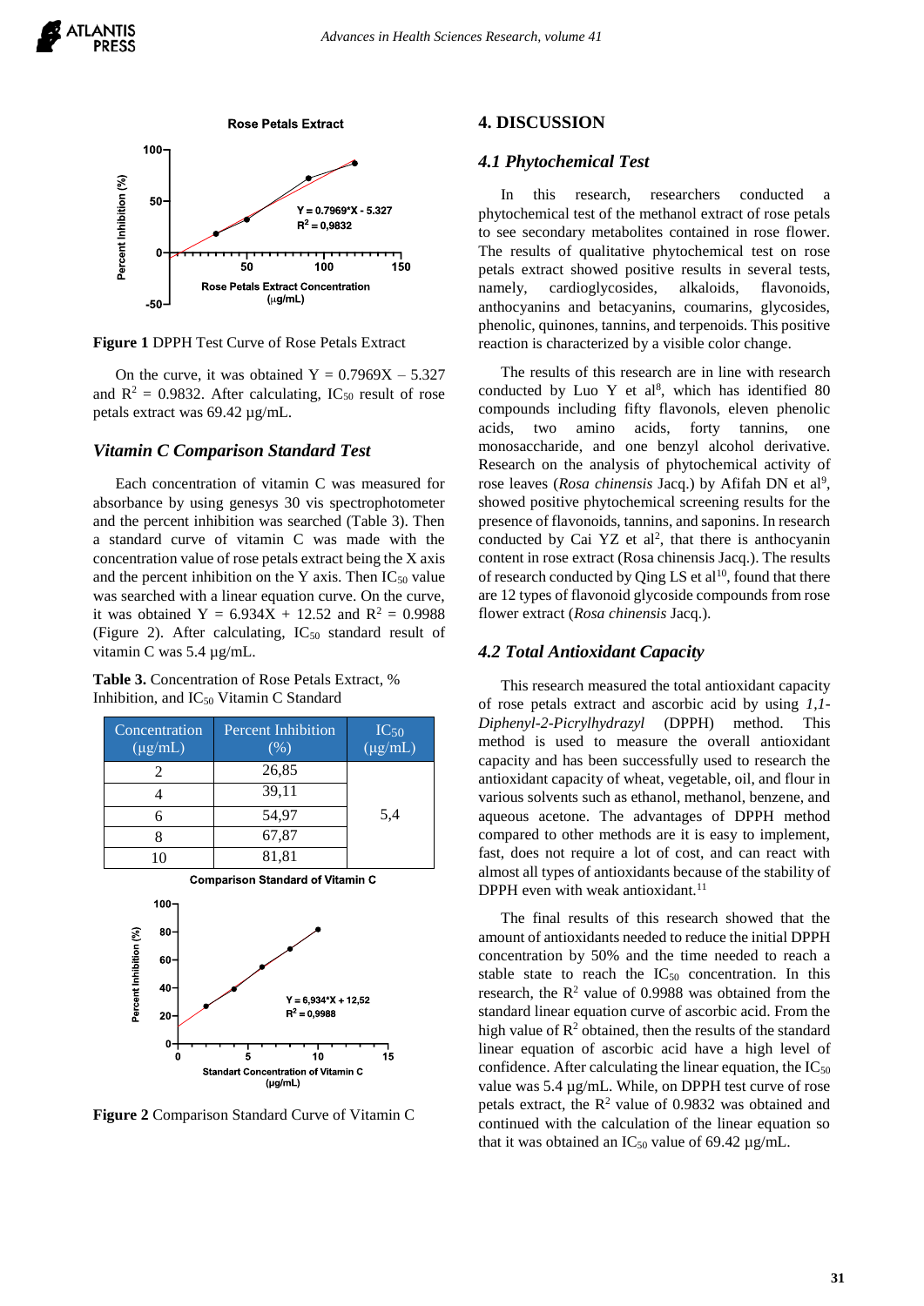**Figure 1** DPPH Test Curve of Rose Petals Extract

On the curve, it was obtained $Y = 0.7969X - 5.327$ and $R^2 = 0.9832$. After calculating, $IC_{50}$ result of rose petals extract was 69.42 µg/mL.

### *Vitamin C Comparison Standard Test*

Each concentration of vitamin C was measured for absorbance by using genesys 30 vis spectrophotometer and the percent inhibition was searched (Table 3). Then a standard curve of vitamin C was made with the concentration value of rose petals extract being the X axis and the percent inhibition on the Y axis. Then $IC_{50}$ value was searched with a linear equation curve. On the curve, it was obtained $Y = 6.934X + 12.52$ and $R^2 = 0.9988$ (Figure 2). After calculating, $IC_{50}$ standard result of vitamin C was 5.4 µg/mL.

**Table 3.** Concentration of Rose Petals Extract, % Inhibition, and $IC_{50}$ Vitamin C Standard

| Concentration (µg/mL) | Percent Inhibition (%) | $IC_{50}$ (µg/mL) |
|---|---|---|
| 2 | 26,85 | 5,4 |
| 4 | 39,11 | |
| 6 | 54,97 | |
| 8 | 67,87 | |
| 10 | 81,81 | |

**Figure 2** Comparison Standard Curve of Vitamin C

## 4. DISCUSSION

### *4.1 Phytochemical Test*

In this research, researchers conducted a phytochemical test of the methanol extract of rose petals to see secondary metabolites contained in rose flower. The results of qualitative phytochemical test on rose petals extract showed positive results in several tests, namely, cardioglycosides, alkaloids, flavonoids, anthocyanins and betacyanins, coumarins, glycosides, phenolic, quinones, tannins, and terpenoids. This positive reaction is characterized by a visible color change.

The results of this research are in line with research conducted by Luo Y et al[8], which has identified 80 compounds including fifty flavonols, eleven phenolic acids, two amino acids, forty tannins, one monosaccharide, and one benzyl alcohol derivative. Research on the analysis of phytochemical activity of rose leaves (*Rosa chinensis* Jacq.) by Afifah DN et al[9], showed positive phytochemical screening results for the presence of flavonoids, tannins, and saponins. In research conducted by Cai YZ et al[2], that there is anthocyanin content in rose extract (Rosa chinensis Jacq.). The results of research conducted by Qing LS et al[10], found that there are 12 types of flavonoid glycoside compounds from rose flower extract (*Rosa chinensis* Jacq.).

### *4.2 Total Antioxidant Capacity*

This research measured the total antioxidant capacity of rose petals extract and ascorbic acid by using *1,1-Diphenyl-2-Picrylhydrazyl* (DPPH) method. This method is used to measure the overall antioxidant capacity and has been successfully used to research the antioxidant capacity of wheat, vegetable, oil, and flour in various solvents such as ethanol, methanol, benzene, and aqueous acetone. The advantages of DPPH method compared to other methods are it is easy to implement, fast, does not require a lot of cost, and can react with almost all types of antioxidants because of the stability of DPPH even with weak antioxidant.[11]

The final results of this research showed that the amount of antioxidants needed to reduce the initial DPPH concentration by 50% and the time needed to reach a stable state to reach the $IC_{50}$ concentration. In this research, the $R^2$ value of 0.9988 was obtained from the standard linear equation curve of ascorbic acid. From the high value of $R^2$ obtained, then the results of the standard linear equation of ascorbic acid have a high level of confidence. After calculating the linear equation, the $IC_{50}$ value was 5.4 µg/mL. While, on DPPH test curve of rose petals extract, the $R^2$ value of 0.9832 was obtained and continued with the calculation of the linear equation so that it was obtained an $IC_{50}$ value of 69.42 µg/mL.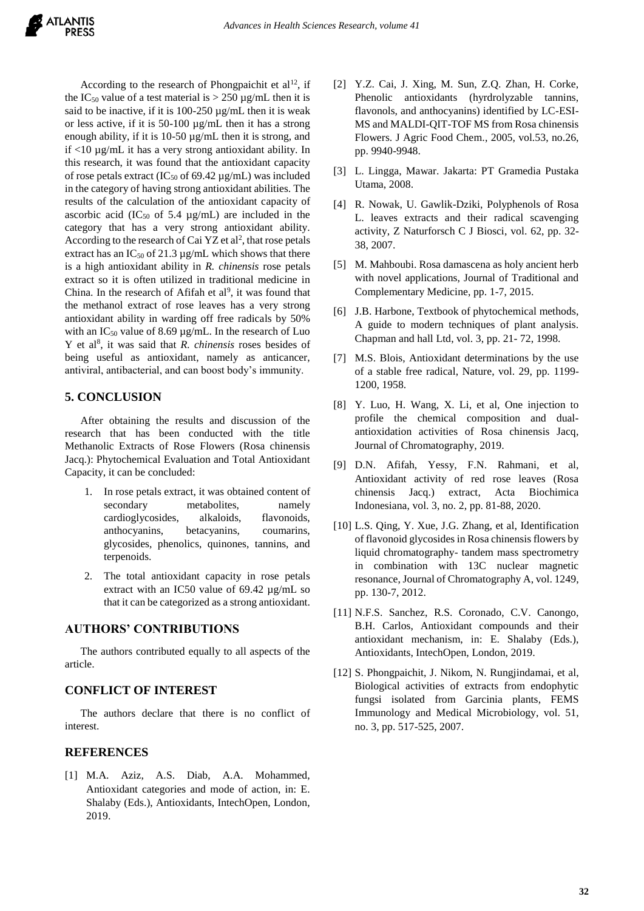According to the research of Phongpaichit et al[12], if the $IC_{50}$ value of a test material is > 250 µg/mL then it is said to be inactive, if it is 100-250 µg/mL then it is weak or less active, if it is 50-100 µg/mL then it has a strong enough ability, if it is 10-50 µg/mL then it is strong, and if <10 µg/mL it has a very strong antioxidant ability. In this research, it was found that the antioxidant capacity of rose petals extract ($IC_{50}$ of 69.42 µg/mL) was included in the category of having strong antioxidant abilities. The results of the calculation of the antioxidant capacity of ascorbic acid ($IC_{50}$ of 5.4 µg/mL) are included in the category that has a very strong antioxidant ability. According to the research of Cai YZ et al[2], that rose petals extract has an $IC_{50}$ of 21.3 µg/mL which shows that there is a high antioxidant ability in *R. chinensis* rose petals extract so it is often utilized in traditional medicine in China. In the research of Afifah et al[9], it was found that the methanol extract of rose leaves has a very strong antioxidant ability in warding off free radicals by 50% with an $IC_{50}$ value of 8.69 µg/mL. In the research of Luo Y et al[8], it was said that *R. chinensis* roses besides of being useful as antioxidant, namely as anticancer, antiviral, antibacterial, and can boost body's immunity.

## 5. CONCLUSION

After obtaining the results and discussion of the research that has been conducted with the title Methanolic Extracts of Rose Flowers (Rosa chinensis Jacq.): Phytochemical Evaluation and Total Antioxidant Capacity, it can be concluded:

1. In rose petals extract, it was obtained content of secondary metabolites, namely cardioglycosides, alkaloids, flavonoids, anthocyanins, betacyanins, coumarins, glycosides, phenolics, quinones, tannins, and terpenoids.
2. The total antioxidant capacity in rose petals extract with an IC50 value of 69.42 µg/mL so that it can be categorized as a strong antioxidant.

## AUTHORS' CONTRIBUTIONS

The authors contributed equally to all aspects of the article.

## CONFLICT OF INTEREST

The authors declare that there is no conflict of interest.

## REFERENCES

[1] M.A. Aziz, A.S. Diab, A.A. Mohammed, Antioxidant categories and mode of action, in: E. Shalaby (Eds.), Antioxidants, IntechOpen, London, 2019.

[2] Y.Z. Cai, J. Xing, M. Sun, Z.Q. Zhan, H. Corke, Phenolic antioxidants (hyrdrolyzable tannins, flavonols, and anthocyanins) identified by LC-ESI-MS and MALDI-QIT-TOF MS from Rosa chinensis Flowers. J Agric Food Chem., 2005, vol.53, no.26, pp. 9940-9948.

[3] L. Lingga, Mawar. Jakarta: PT Gramedia Pustaka Utama, 2008.

[4] R. Nowak, U. Gawlik-Dziki, Polyphenols of Rosa L. leaves extracts and their radical scavenging activity, Z Naturforsch C J Biosci, vol. 62, pp. 32-38, 2007.

[5] M. Mahboubi. Rosa damascena as holy ancient herb with novel applications, Journal of Traditional and Complementary Medicine, pp. 1-7, 2015.

[6] J.B. Harbone, Textbook of phytochemical methods, A guide to modern techniques of plant analysis. Chapman and hall Ltd, vol. 3, pp. 21- 72, 1998.

[7] M.S. Blois, Antioxidant determinations by the use of a stable free radical, Nature, vol. 29, pp. 1199-1200, 1958.

[8] Y. Luo, H. Wang, X. Li, et al, One injection to profile the chemical composition and dual-antioxidation activities of Rosa chinensis Jacq, Journal of Chromatography, 2019.

[9] D.N. Afifah, Yessy, F.N. Rahmani, et al, Antioxidant activity of red rose leaves (Rosa chinensis Jacq.) extract, Acta Biochimica Indonesiana, vol. 3, no. 2, pp. 81-88, 2020.

[10] L.S. Qing, Y. Xue, J.G. Zhang, et al, Identification of flavonoid glycosides in Rosa chinensis flowers by liquid chromatography- tandem mass spectrometry in combination with 13C nuclear magnetic resonance, Journal of Chromatography A, vol. 1249, pp. 130-7, 2012.

[11] N.F.S. Sanchez, R.S. Coronado, C.V. Canongo, B.H. Carlos, Antioxidant compounds and their antioxidant mechanism, in: E. Shalaby (Eds.), Antioxidants, IntechOpen, London, 2019.

[12] S. Phongpaichit, J. Nikom, N. Rungjindamai, et al, Biological activities of extracts from endophytic fungsi isolated from Garcinia plants, FEMS Immunology and Medical Microbiology, vol. 51, no. 3, pp. 517-525, 2007.